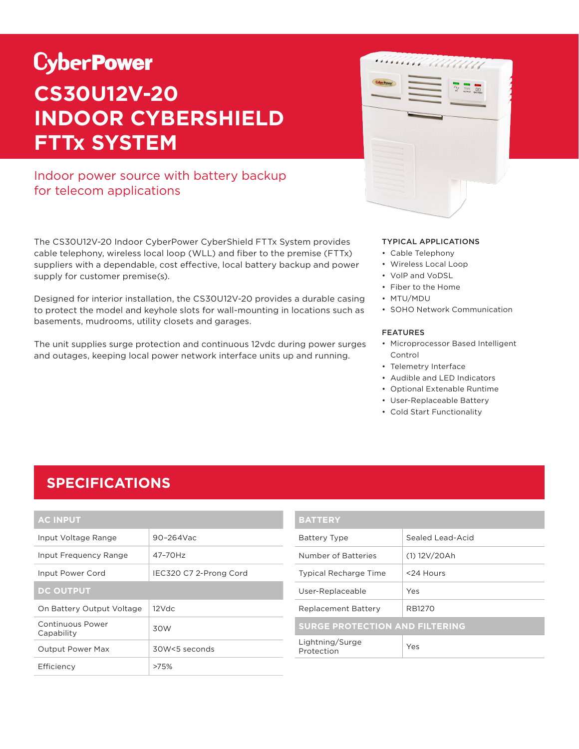CyberPower

# CS30U12V-20 INDOOR CYBERSHIELD FTTx SYSTEM

Indoor power source with battery backup for telecom applications

The CS30U12V-20 Indoor CyberPower CyberShield FTTx System provides cable telephony, wireless local loop (WLL) and fiber to the premise (FTTx) suppliers with a dependable, cost effective, local battery backup and power supply for customer premise(s).

Designed for interior installation, the CS30U12V-20 provides a durable casing to protect the model and keyhole slots for wall-mounting in locations such as basements, mudrooms, utility closets and garages.

The unit supplies surge protection and continuous 12vdc during power surges and outages, keeping local power network interface units up and running.

### TYPICAL APPLICATIONS

- Cable Telephony
- Wireless Local Loop
- VoIP and VoDSL
- Fiber to the Home
- MTU/MDU
- SOHO Network Communication

### FEATURES

- Microprocessor Based Intelligent Control
- Telemetry Interface
- Audible and LED Indicators
- Optional Extenable Runtime
- User-Replaceable Battery
- Cold Start Functionality

## SPECIFICATIONS

| AC INPUT | |
|---|---|
| Input Voltage Range | 90–264Vac |
| Input Frequency Range | 47–70Hz |
| Input Power Cord | IEC320 C7 2-Prong Cord |
| **DC OUTPUT** | |
| On Battery Output Voltage | 12Vdc |
| Continuous Power Capability | 30W |
| Output Power Max | 30W<5 seconds |
| Efficiency | >75% |

| BATTERY | |
|---|---|
| Battery Type | Sealed Lead-Acid |
| Number of Batteries | (1) 12V/20Ah |
| Typical Recharge Time | <24 Hours |
| User-Replaceable | Yes |
| Replacement Battery | RB1270 |
| **SURGE PROTECTION AND FILTERING** | |
| Lightning/Surge Protection | Yes |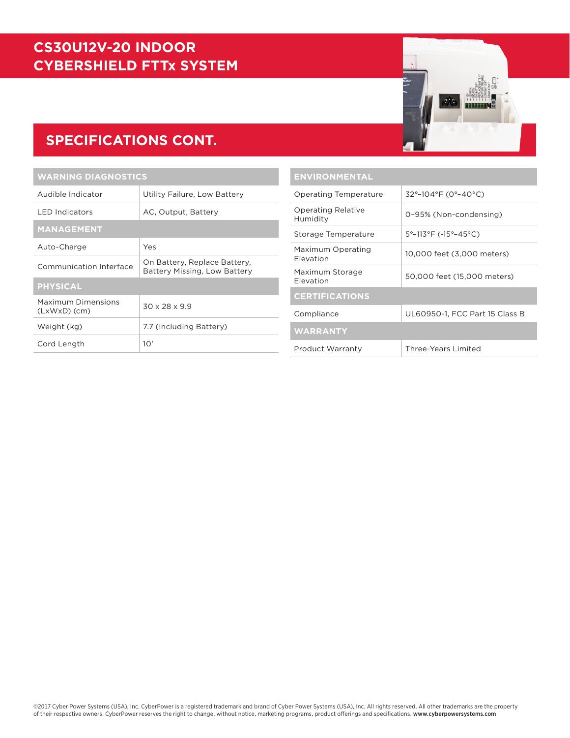# CS30U12V-20 INDOOR CYBERSHIELD FTTx SYSTEM

## SPECIFICATIONS CONT.

| WARNING DIAGNOSTICS | |
|---|---|
| Audible Indicator | Utility Failure, Low Battery |
| LED Indicators | AC, Output, Battery |
| **MANAGEMENT** | |
| Auto-Charge | Yes |
| Communication Interface | On Battery, Replace Battery, Battery Missing, Low Battery |
| **PHYSICAL** | |
| Maximum Dimensions (LxWxD) (cm) | 30 x 28 x 9.9 |
| Weight (kg) | 7.7 (Including Battery) |
| Cord Length | 10' |

| ENVIRONMENTAL | |
|---|---|
| Operating Temperature | 32°–104°F (0°–40°C) |
| Operating Relative Humidity | 0–95% (Non-condensing) |
| Storage Temperature | 5°–113°F (-15°–45°C) |
| Maximum Operating Elevation | 10,000 feet (3,000 meters) |
| Maximum Storage Elevation | 50,000 feet (15,000 meters) |
| **CERTIFICATIONS** | |
| Compliance | UL60950-1, FCC Part 15 Class B |
| **WARRANTY** | |
| Product Warranty | Three-Years Limited |

©2017 Cyber Power Systems (USA), Inc. CyberPower is a registered trademark and brand of Cyber Power Systems (USA), Inc. All rights reserved. All other trademarks are the property of their respective owners. CyberPower reserves the right to change, without notice, marketing programs, product offerings and specifications. **www.cyberpowersystems.com**